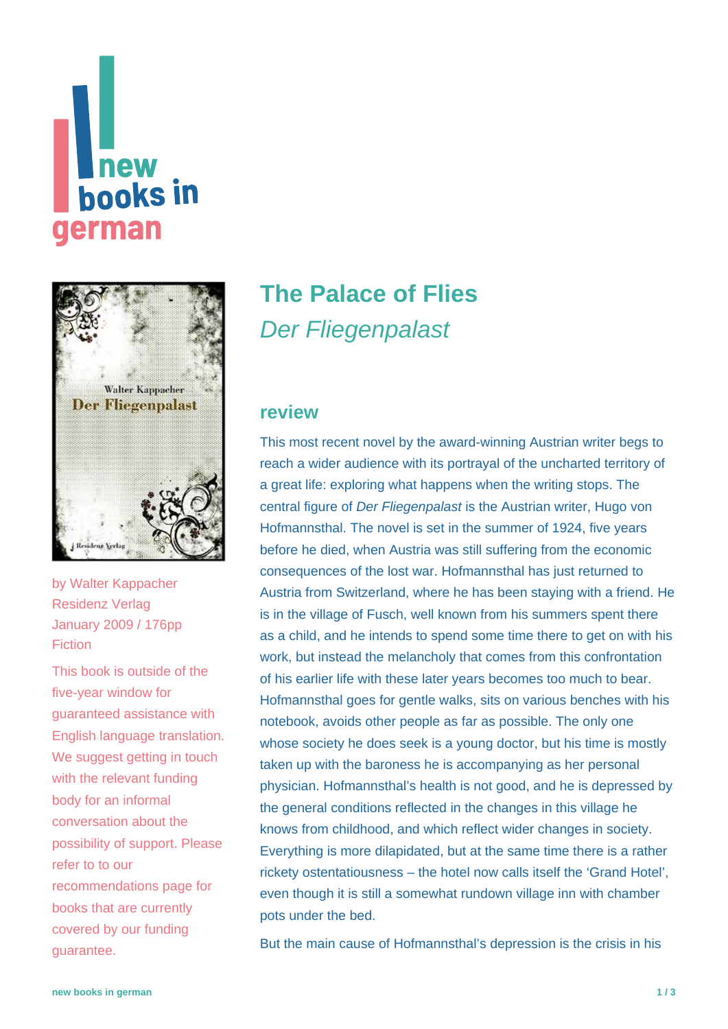# The Palace of Flies

## *Der Fliegenpalast*

by Walter Kappacher
Residenz Verlag
January 2009 / 176pp
Fiction

This book is outside of the five-year window for guaranteed assistance with English language translation. We suggest getting in touch with the relevant funding body for an informal conversation about the possibility of support. Please refer to our recommendations page for books that are currently covered by our funding guarantee.

## review

This most recent novel by the award-winning Austrian writer begs to reach a wider audience with its portrayal of the uncharted territory of a great life: exploring what happens when the writing stops. The central figure of *Der Fliegenpalast* is the Austrian writer, Hugo von Hofmannsthal. The novel is set in the summer of 1924, five years before he died, when Austria was still suffering from the economic consequences of the lost war. Hofmannsthal has just returned to Austria from Switzerland, where he has been staying with a friend. He is in the village of Fusch, well known from his summers spent there as a child, and he intends to spend some time there to get on with his work, but instead the melancholy that comes from this confrontation of his earlier life with these later years becomes too much to bear. Hofmannsthal goes for gentle walks, sits on various benches with his notebook, avoids other people as far as possible. The only one whose society he does seek is a young doctor, but his time is mostly taken up with the baroness he is accompanying as her personal physician. Hofmannsthal's health is not good, and he is depressed by the general conditions reflected in the changes in this village he knows from childhood, and which reflect wider changes in society. Everything is more dilapidated, but at the same time there is a rather rickety ostentatiousness – the hotel now calls itself the 'Grand Hotel', even though it is still a somewhat rundown village inn with chamber pots under the bed.

But the main cause of Hofmannsthal's depression is the crisis in his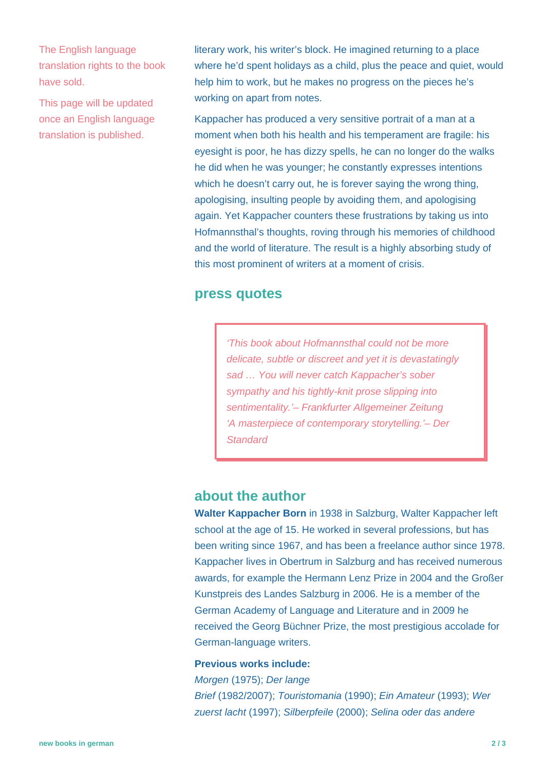The English language translation rights to the book have sold.

This page will be updated once an English language translation is published.

literary work, his writer's block. He imagined returning to a place where he'd spent holidays as a child, plus the peace and quiet, would help him to work, but he makes no progress on the pieces he's working on apart from notes.

Kappacher has produced a very sensitive portrait of a man at a moment when both his health and his temperament are fragile: his eyesight is poor, he has dizzy spells, he can no longer do the walks he did when he was younger; he constantly expresses intentions which he doesn't carry out, he is forever saying the wrong thing, apologising, insulting people by avoiding them, and apologising again. Yet Kappacher counters these frustrations by taking us into Hofmannsthal's thoughts, roving through his memories of childhood and the world of literature. The result is a highly absorbing study of this most prominent of writers at a moment of crisis.

## press quotes

> *'This book about Hofmannsthal could not be more delicate, subtle or discreet and yet it is devastatingly sad … You will never catch Kappacher's sober sympathy and his tightly-knit prose slipping into sentimentality.'– Frankfurter Allgemeiner Zeitung*
> *'A masterpiece of contemporary storytelling.'– Der Standard*

## about the author

**Walter Kappacher Born** in 1938 in Salzburg, Walter Kappacher left school at the age of 15. He worked in several professions, but has been writing since 1967, and has been a freelance author since 1978. Kappacher lives in Obertrum in Salzburg and has received numerous awards, for example the Hermann Lenz Prize in 2004 and the Großer Kunstpreis des Landes Salzburg in 2006. He is a member of the German Academy of Language and Literature and in 2009 he received the Georg Büchner Prize, the most prestigious accolade for German-language writers.

**Previous works include:**

*Morgen* (1975); *Der lange Brief* (1982/2007); *Touristomania* (1990); *Ein Amateur* (1993); *Wer zuerst lacht* (1997); *Silberpfeile* (2000); *Selina oder das andere*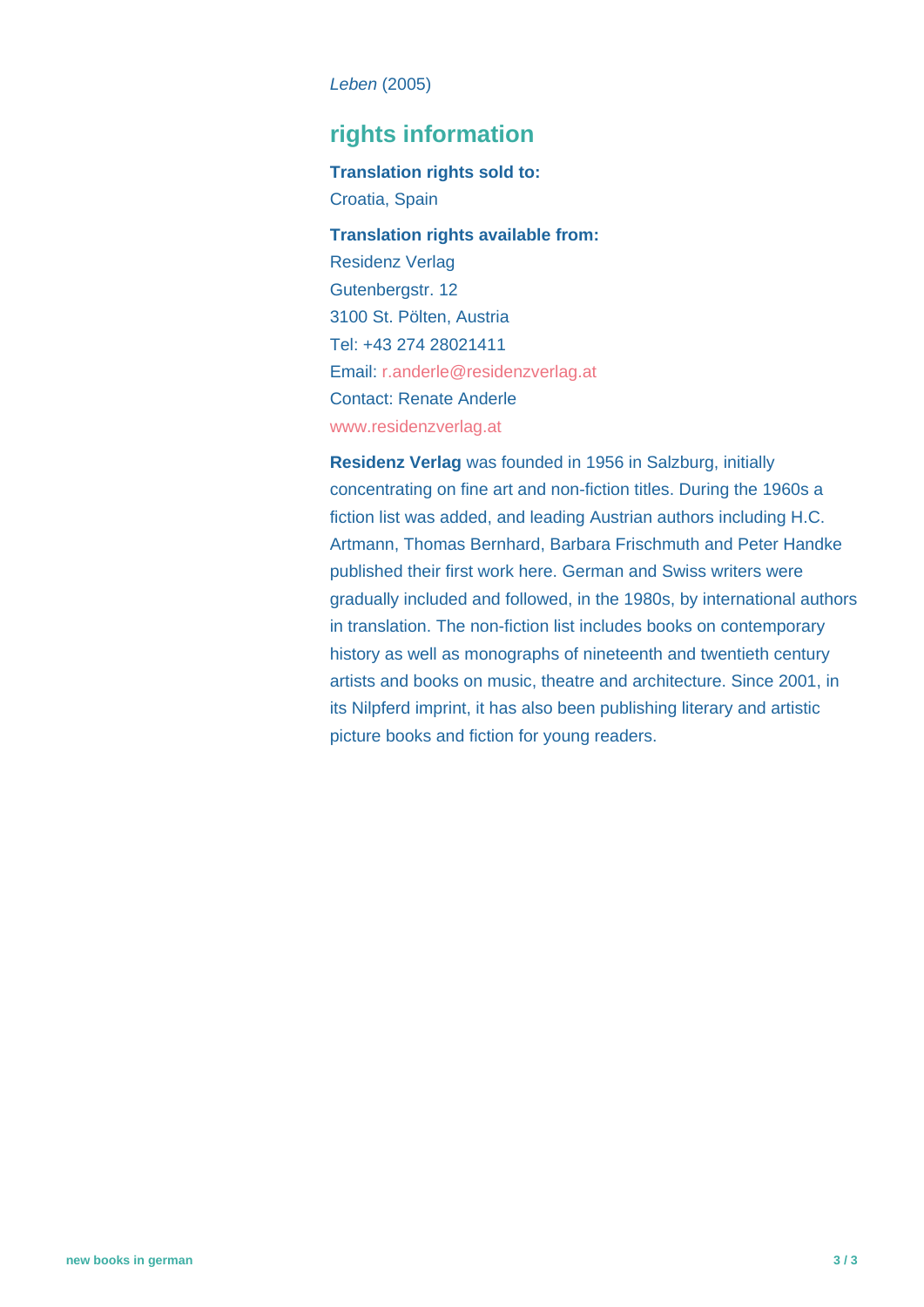*Leben* (2005)

## rights information

**Translation rights sold to:**
Croatia, Spain

**Translation rights available from:**
Residenz Verlag
Gutenbergstr. 12
3100 St. Pölten, Austria
Tel: +43 274 28021411
Email: r.anderle@residenzverlag.at
Contact: Renate Anderle
www.residenzverlag.at

**Residenz Verlag** was founded in 1956 in Salzburg, initially concentrating on fine art and non-fiction titles. During the 1960s a fiction list was added, and leading Austrian authors including H.C. Artmann, Thomas Bernhard, Barbara Frischmuth and Peter Handke published their first work here. German and Swiss writers were gradually included and followed, in the 1980s, by international authors in translation. The non-fiction list includes books on contemporary history as well as monographs of nineteenth and twentieth century artists and books on music, theatre and architecture. Since 2001, in its Nilpferd imprint, it has also been publishing literary and artistic picture books and fiction for young readers.